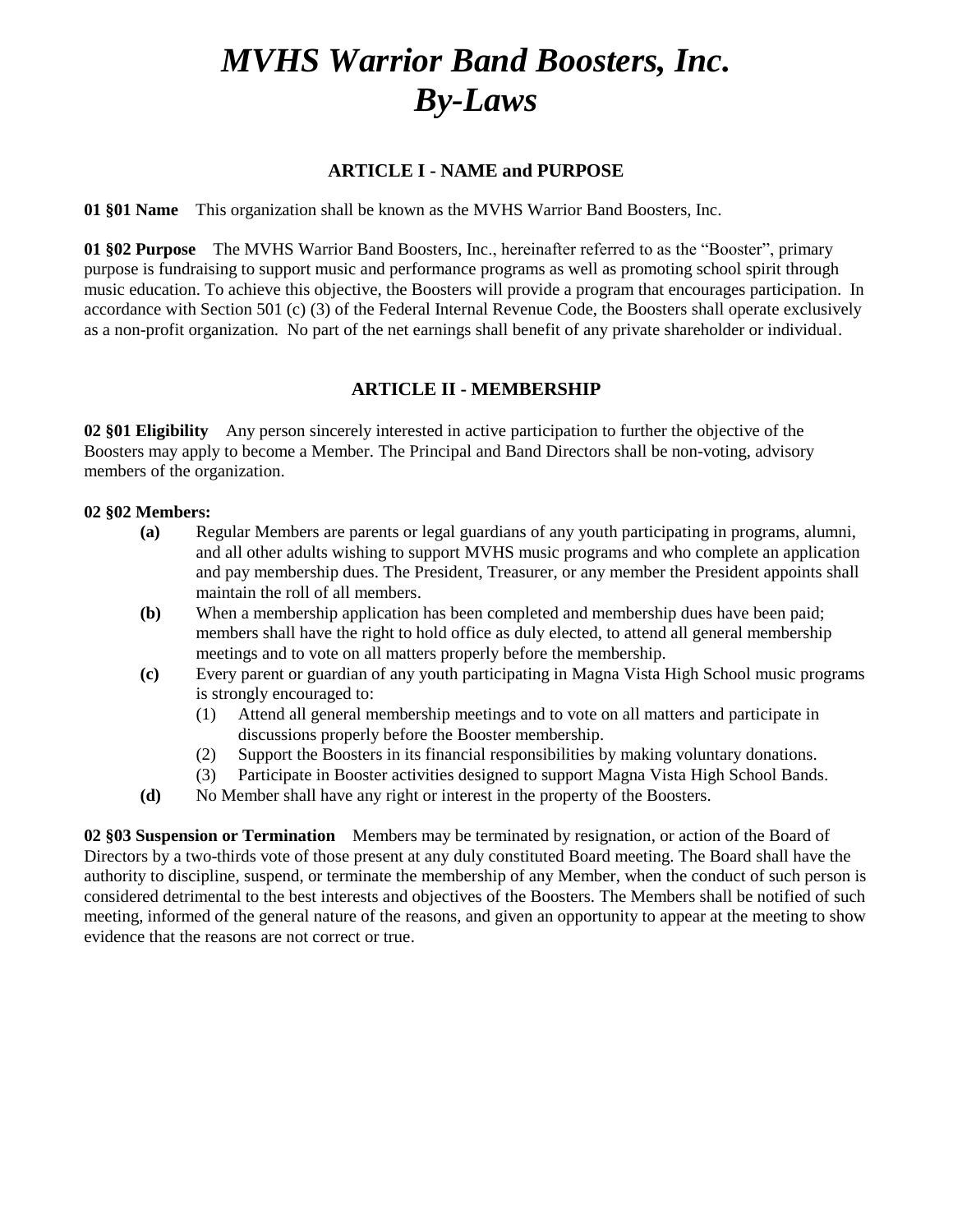# *MVHS Warrior Band Boosters, Inc.*
# *By-Laws*

## ARTICLE I - NAME and PURPOSE

**01 §01 Name** This organization shall be known as the MVHS Warrior Band Boosters, Inc.

**01 §02 Purpose** The MVHS Warrior Band Boosters, Inc., hereinafter referred to as the "Booster", primary purpose is fundraising to support music and performance programs as well as promoting school spirit through music education. To achieve this objective, the Boosters will provide a program that encourages participation. In accordance with Section 501 (c) (3) of the Federal Internal Revenue Code, the Boosters shall operate exclusively as a non-profit organization. No part of the net earnings shall benefit of any private shareholder or individual.

## ARTICLE II - MEMBERSHIP

**02 §01 Eligibility** Any person sincerely interested in active participation to further the objective of the Boosters may apply to become a Member. The Principal and Band Directors shall be non-voting, advisory members of the organization.

**02 §02 Members:**

- **(a)** Regular Members are parents or legal guardians of any youth participating in programs, alumni, and all other adults wishing to support MVHS music programs and who complete an application and pay membership dues. The President, Treasurer, or any member the President appoints shall maintain the roll of all members.
- **(b)** When a membership application has been completed and membership dues have been paid; members shall have the right to hold office as duly elected, to attend all general membership meetings and to vote on all matters properly before the membership.
- **(c)** Every parent or guardian of any youth participating in Magna Vista High School music programs is strongly encouraged to:
  - (1) Attend all general membership meetings and to vote on all matters and participate in discussions properly before the Booster membership.
  - (2) Support the Boosters in its financial responsibilities by making voluntary donations.
  - (3) Participate in Booster activities designed to support Magna Vista High School Bands.
- **(d)** No Member shall have any right or interest in the property of the Boosters.

**02 §03 Suspension or Termination** Members may be terminated by resignation, or action of the Board of Directors by a two-thirds vote of those present at any duly constituted Board meeting. The Board shall have the authority to discipline, suspend, or terminate the membership of any Member, when the conduct of such person is considered detrimental to the best interests and objectives of the Boosters. The Members shall be notified of such meeting, informed of the general nature of the reasons, and given an opportunity to appear at the meeting to show evidence that the reasons are not correct or true.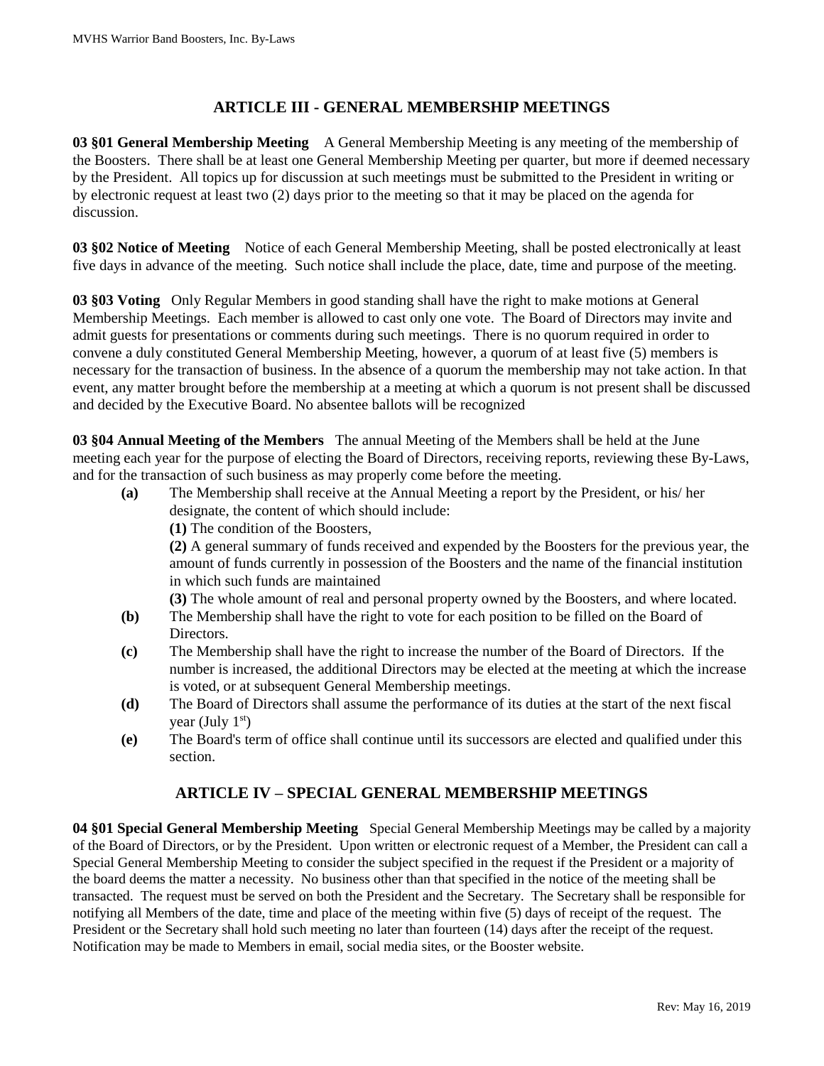## ARTICLE III - GENERAL MEMBERSHIP MEETINGS

**03 §01 General Membership Meeting** A General Membership Meeting is any meeting of the membership of the Boosters. There shall be at least one General Membership Meeting per quarter, but more if deemed necessary by the President. All topics up for discussion at such meetings must be submitted to the President in writing or by electronic request at least two (2) days prior to the meeting so that it may be placed on the agenda for discussion.

**03 §02 Notice of Meeting** Notice of each General Membership Meeting, shall be posted electronically at least five days in advance of the meeting. Such notice shall include the place, date, time and purpose of the meeting.

**03 §03 Voting** Only Regular Members in good standing shall have the right to make motions at General Membership Meetings. Each member is allowed to cast only one vote. The Board of Directors may invite and admit guests for presentations or comments during such meetings. There is no quorum required in order to convene a duly constituted General Membership Meeting, however, a quorum of at least five (5) members is necessary for the transaction of business. In the absence of a quorum the membership may not take action. In that event, any matter brought before the membership at a meeting at which a quorum is not present shall be discussed and decided by the Executive Board. No absentee ballots will be recognized

**03 §04 Annual Meeting of the Members** The annual Meeting of the Members shall be held at the June meeting each year for the purpose of electing the Board of Directors, receiving reports, reviewing these By-Laws, and for the transaction of such business as may properly come before the meeting.

- **(a)** The Membership shall receive at the Annual Meeting a report by the President, or his/ her designate, the content of which should include:
  - **(1)** The condition of the Boosters,
  - **(2)** A general summary of funds received and expended by the Boosters for the previous year, the amount of funds currently in possession of the Boosters and the name of the financial institution in which such funds are maintained
  - **(3)** The whole amount of real and personal property owned by the Boosters, and where located.
- **(b)** The Membership shall have the right to vote for each position to be filled on the Board of Directors.
- **(c)** The Membership shall have the right to increase the number of the Board of Directors. If the number is increased, the additional Directors may be elected at the meeting at which the increase is voted, or at subsequent General Membership meetings.
- **(d)** The Board of Directors shall assume the performance of its duties at the start of the next fiscal year (July 1st)
- **(e)** The Board's term of office shall continue until its successors are elected and qualified under this section.

## ARTICLE IV – SPECIAL GENERAL MEMBERSHIP MEETINGS

**04 §01 Special General Membership Meeting** Special General Membership Meetings may be called by a majority of the Board of Directors, or by the President. Upon written or electronic request of a Member, the President can call a Special General Membership Meeting to consider the subject specified in the request if the President or a majority of the board deems the matter a necessity. No business other than that specified in the notice of the meeting shall be transacted. The request must be served on both the President and the Secretary. The Secretary shall be responsible for notifying all Members of the date, time and place of the meeting within five (5) days of receipt of the request. The President or the Secretary shall hold such meeting no later than fourteen (14) days after the receipt of the request. Notification may be made to Members in email, social media sites, or the Booster website.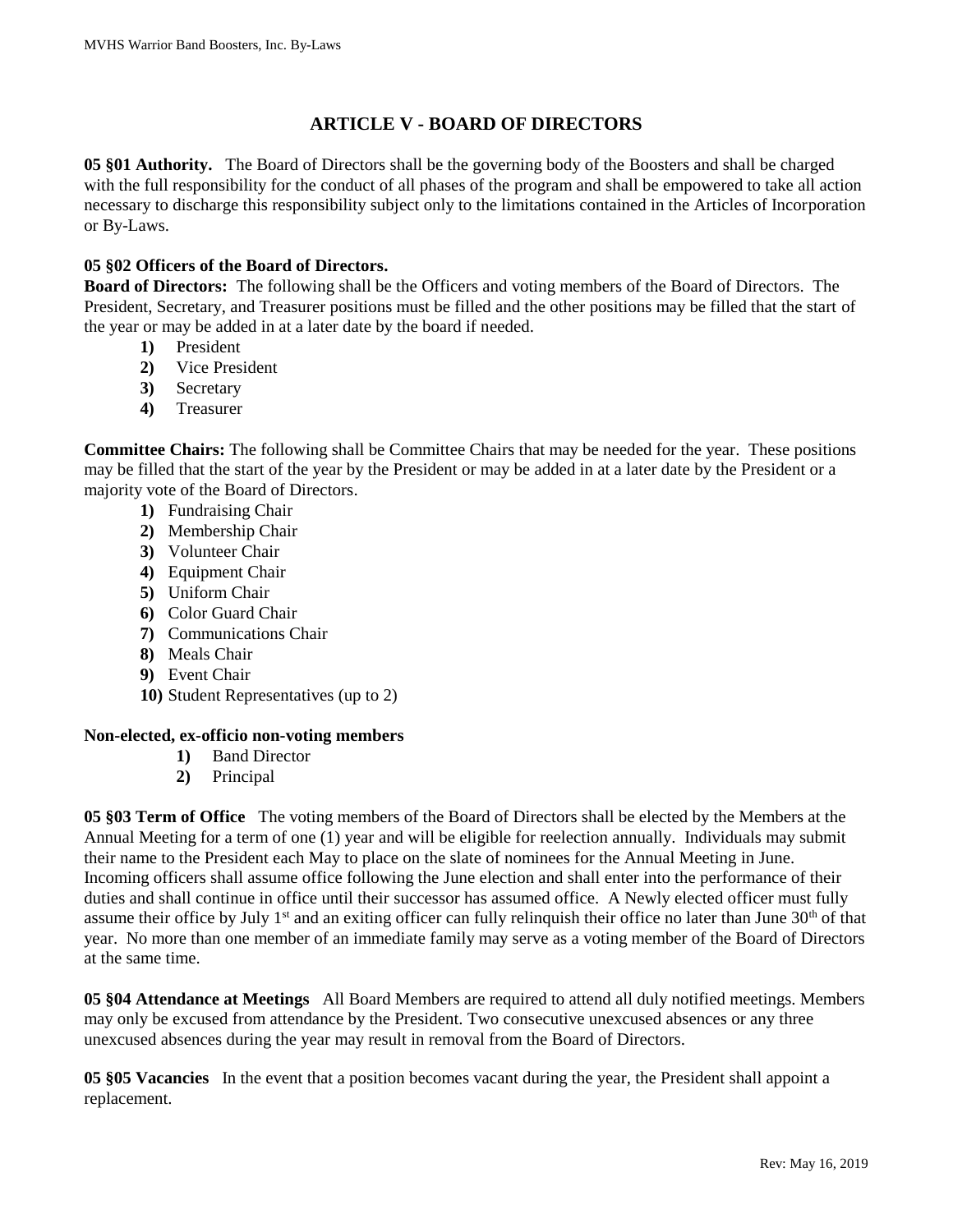## ARTICLE V - BOARD OF DIRECTORS

**05 §01 Authority.** The Board of Directors shall be the governing body of the Boosters and shall be charged with the full responsibility for the conduct of all phases of the program and shall be empowered to take all action necessary to discharge this responsibility subject only to the limitations contained in the Articles of Incorporation or By-Laws.

**05 §02 Officers of the Board of Directors.**

**Board of Directors:** The following shall be the Officers and voting members of the Board of Directors. The President, Secretary, and Treasurer positions must be filled and the other positions may be filled that the start of the year or may be added in at a later date by the board if needed.

1) President
2) Vice President
3) Secretary
4) Treasurer

**Committee Chairs:** The following shall be Committee Chairs that may be needed for the year. These positions may be filled that the start of the year by the President or may be added in at a later date by the President or a majority vote of the Board of Directors.

1) Fundraising Chair
2) Membership Chair
3) Volunteer Chair
4) Equipment Chair
5) Uniform Chair
6) Color Guard Chair
7) Communications Chair
8) Meals Chair
9) Event Chair
10) Student Representatives (up to 2)

**Non-elected, ex-officio non-voting members**

1) Band Director
2) Principal

**05 §03 Term of Office** The voting members of the Board of Directors shall be elected by the Members at the Annual Meeting for a term of one (1) year and will be eligible for reelection annually. Individuals may submit their name to the President each May to place on the slate of nominees for the Annual Meeting in June. Incoming officers shall assume office following the June election and shall enter into the performance of their duties and shall continue in office until their successor has assumed office. A Newly elected officer must fully assume their office by July 1st and an exiting officer can fully relinquish their office no later than June 30th of that year. No more than one member of an immediate family may serve as a voting member of the Board of Directors at the same time.

**05 §04 Attendance at Meetings** All Board Members are required to attend all duly notified meetings. Members may only be excused from attendance by the President. Two consecutive unexcused absences or any three unexcused absences during the year may result in removal from the Board of Directors.

**05 §05 Vacancies** In the event that a position becomes vacant during the year, the President shall appoint a replacement.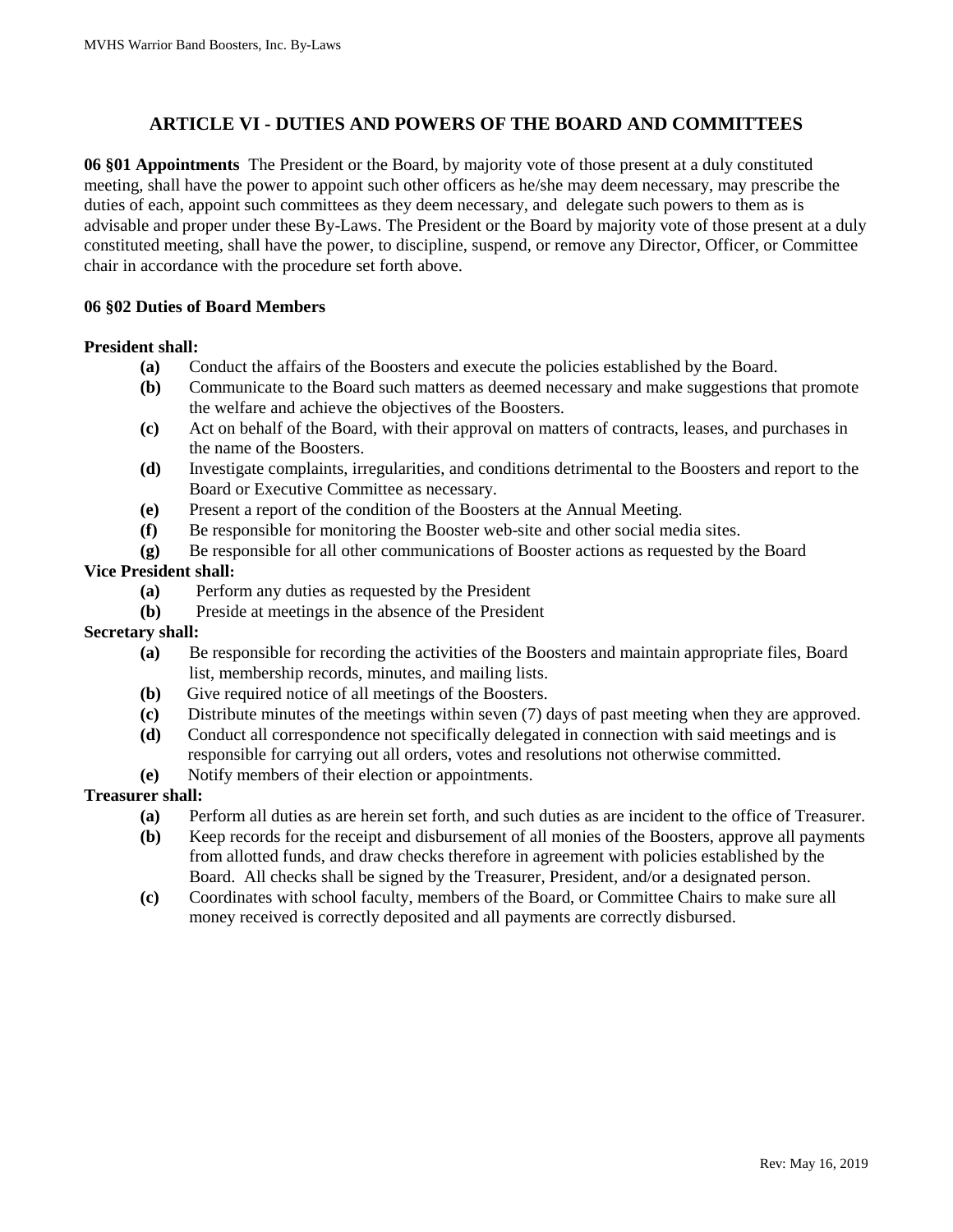## ARTICLE VI - DUTIES AND POWERS OF THE BOARD AND COMMITTEES

**06 §01 Appointments** The President or the Board, by majority vote of those present at a duly constituted meeting, shall have the power to appoint such other officers as he/she may deem necessary, may prescribe the duties of each, appoint such committees as they deem necessary, and delegate such powers to them as is advisable and proper under these By-Laws. The President or the Board by majority vote of those present at a duly constituted meeting, shall have the power, to discipline, suspend, or remove any Director, Officer, or Committee chair in accordance with the procedure set forth above.

**06 §02 Duties of Board Members**

**President shall:**

- **(a)** Conduct the affairs of the Boosters and execute the policies established by the Board.
- **(b)** Communicate to the Board such matters as deemed necessary and make suggestions that promote the welfare and achieve the objectives of the Boosters.
- **(c)** Act on behalf of the Board, with their approval on matters of contracts, leases, and purchases in the name of the Boosters.
- **(d)** Investigate complaints, irregularities, and conditions detrimental to the Boosters and report to the Board or Executive Committee as necessary.
- **(e)** Present a report of the condition of the Boosters at the Annual Meeting.
- **(f)** Be responsible for monitoring the Booster web-site and other social media sites.
- **(g)** Be responsible for all other communications of Booster actions as requested by the Board

**Vice President shall:**

- **(a)** Perform any duties as requested by the President
- **(b)** Preside at meetings in the absence of the President

**Secretary shall:**

- **(a)** Be responsible for recording the activities of the Boosters and maintain appropriate files, Board list, membership records, minutes, and mailing lists.
- **(b)** Give required notice of all meetings of the Boosters.
- **(c)** Distribute minutes of the meetings within seven (7) days of past meeting when they are approved.
- **(d)** Conduct all correspondence not specifically delegated in connection with said meetings and is responsible for carrying out all orders, votes and resolutions not otherwise committed.
- **(e)** Notify members of their election or appointments.

**Treasurer shall:**

- **(a)** Perform all duties as are herein set forth, and such duties as are incident to the office of Treasurer.
- **(b)** Keep records for the receipt and disbursement of all monies of the Boosters, approve all payments from allotted funds, and draw checks therefore in agreement with policies established by the Board. All checks shall be signed by the Treasurer, President, and/or a designated person.
- **(c)** Coordinates with school faculty, members of the Board, or Committee Chairs to make sure all money received is correctly deposited and all payments are correctly disbursed.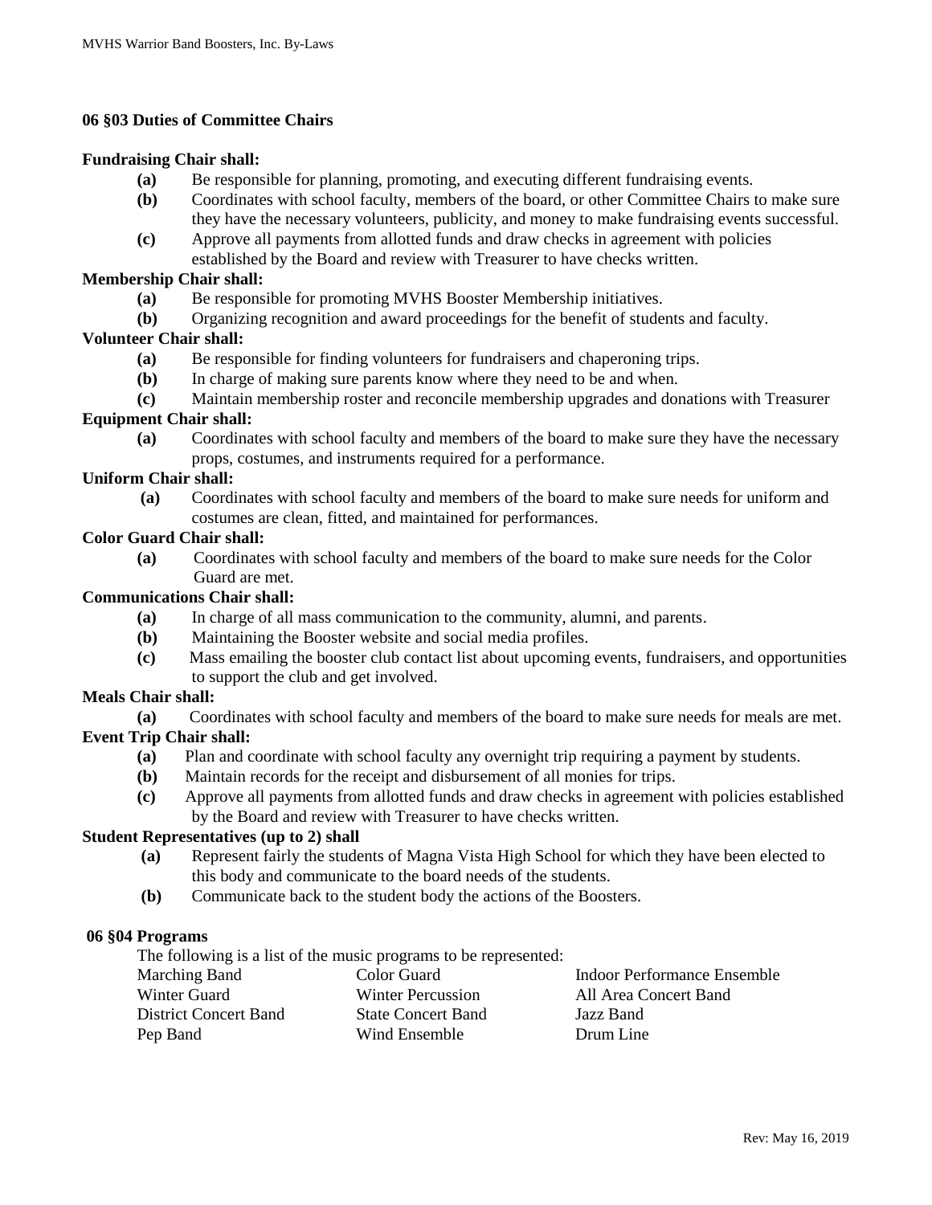**06 §03 Duties of Committee Chairs**

**Fundraising Chair shall:**

- **(a)** Be responsible for planning, promoting, and executing different fundraising events.
- **(b)** Coordinates with school faculty, members of the board, or other Committee Chairs to make sure they have the necessary volunteers, publicity, and money to make fundraising events successful.
- **(c)** Approve all payments from allotted funds and draw checks in agreement with policies established by the Board and review with Treasurer to have checks written.

**Membership Chair shall:**

- **(a)** Be responsible for promoting MVHS Booster Membership initiatives.
- **(b)** Organizing recognition and award proceedings for the benefit of students and faculty.

**Volunteer Chair shall:**

- **(a)** Be responsible for finding volunteers for fundraisers and chaperoning trips.
- **(b)** In charge of making sure parents know where they need to be and when.
- **(c)** Maintain membership roster and reconcile membership upgrades and donations with Treasurer

**Equipment Chair shall:**

- **(a)** Coordinates with school faculty and members of the board to make sure they have the necessary props, costumes, and instruments required for a performance.

**Uniform Chair shall:**

- **(a)** Coordinates with school faculty and members of the board to make sure needs for uniform and costumes are clean, fitted, and maintained for performances.

**Color Guard Chair shall:**

- **(a)** Coordinates with school faculty and members of the board to make sure needs for the Color Guard are met.

**Communications Chair shall:**

- **(a)** In charge of all mass communication to the community, alumni, and parents.
- **(b)** Maintaining the Booster website and social media profiles.
- **(c)** Mass emailing the booster club contact list about upcoming events, fundraisers, and opportunities to support the club and get involved.

**Meals Chair shall:**

- **(a)** Coordinates with school faculty and members of the board to make sure needs for meals are met.

**Event Trip Chair shall:**

- **(a)** Plan and coordinate with school faculty any overnight trip requiring a payment by students.
- **(b)** Maintain records for the receipt and disbursement of all monies for trips.
- **(c)** Approve all payments from allotted funds and draw checks in agreement with policies established by the Board and review with Treasurer to have checks written.

**Student Representatives (up to 2) shall**

- **(a)** Represent fairly the students of Magna Vista High School for which they have been elected to this body and communicate to the board needs of the students.
- **(b)** Communicate back to the student body the actions of the Boosters.

**06 §04 Programs**

The following is a list of the music programs to be represented:

| | | |
|---|---|---|
| Marching Band | Color Guard | Indoor Performance Ensemble |
| Winter Guard | Winter Percussion | All Area Concert Band |
| District Concert Band | State Concert Band | Jazz Band |
| Pep Band | Wind Ensemble | Drum Line |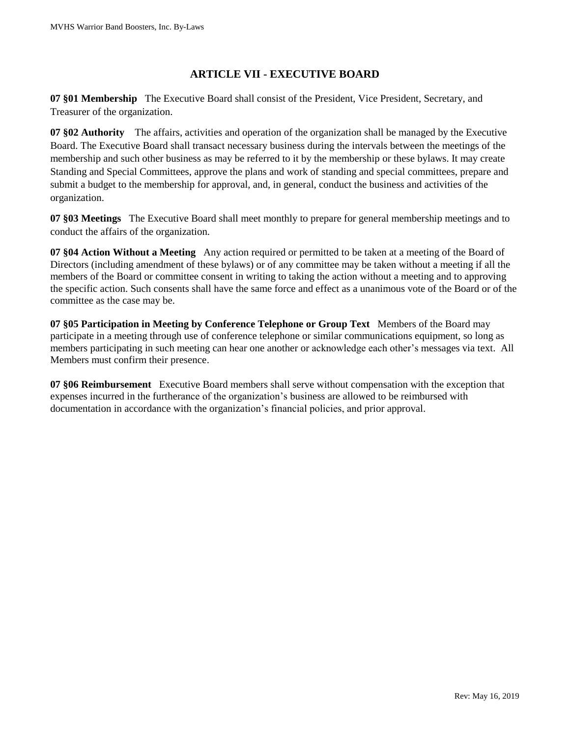## ARTICLE VII - EXECUTIVE BOARD

**07 §01 Membership** The Executive Board shall consist of the President, Vice President, Secretary, and Treasurer of the organization.

**07 §02 Authority** The affairs, activities and operation of the organization shall be managed by the Executive Board. The Executive Board shall transact necessary business during the intervals between the meetings of the membership and such other business as may be referred to it by the membership or these bylaws. It may create Standing and Special Committees, approve the plans and work of standing and special committees, prepare and submit a budget to the membership for approval, and, in general, conduct the business and activities of the organization.

**07 §03 Meetings** The Executive Board shall meet monthly to prepare for general membership meetings and to conduct the affairs of the organization.

**07 §04 Action Without a Meeting** Any action required or permitted to be taken at a meeting of the Board of Directors (including amendment of these bylaws) or of any committee may be taken without a meeting if all the members of the Board or committee consent in writing to taking the action without a meeting and to approving the specific action. Such consents shall have the same force and effect as a unanimous vote of the Board or of the committee as the case may be.

**07 §05 Participation in Meeting by Conference Telephone or Group Text** Members of the Board may participate in a meeting through use of conference telephone or similar communications equipment, so long as members participating in such meeting can hear one another or acknowledge each other's messages via text. All Members must confirm their presence.

**07 §06 Reimbursement** Executive Board members shall serve without compensation with the exception that expenses incurred in the furtherance of the organization's business are allowed to be reimbursed with documentation in accordance with the organization's financial policies, and prior approval.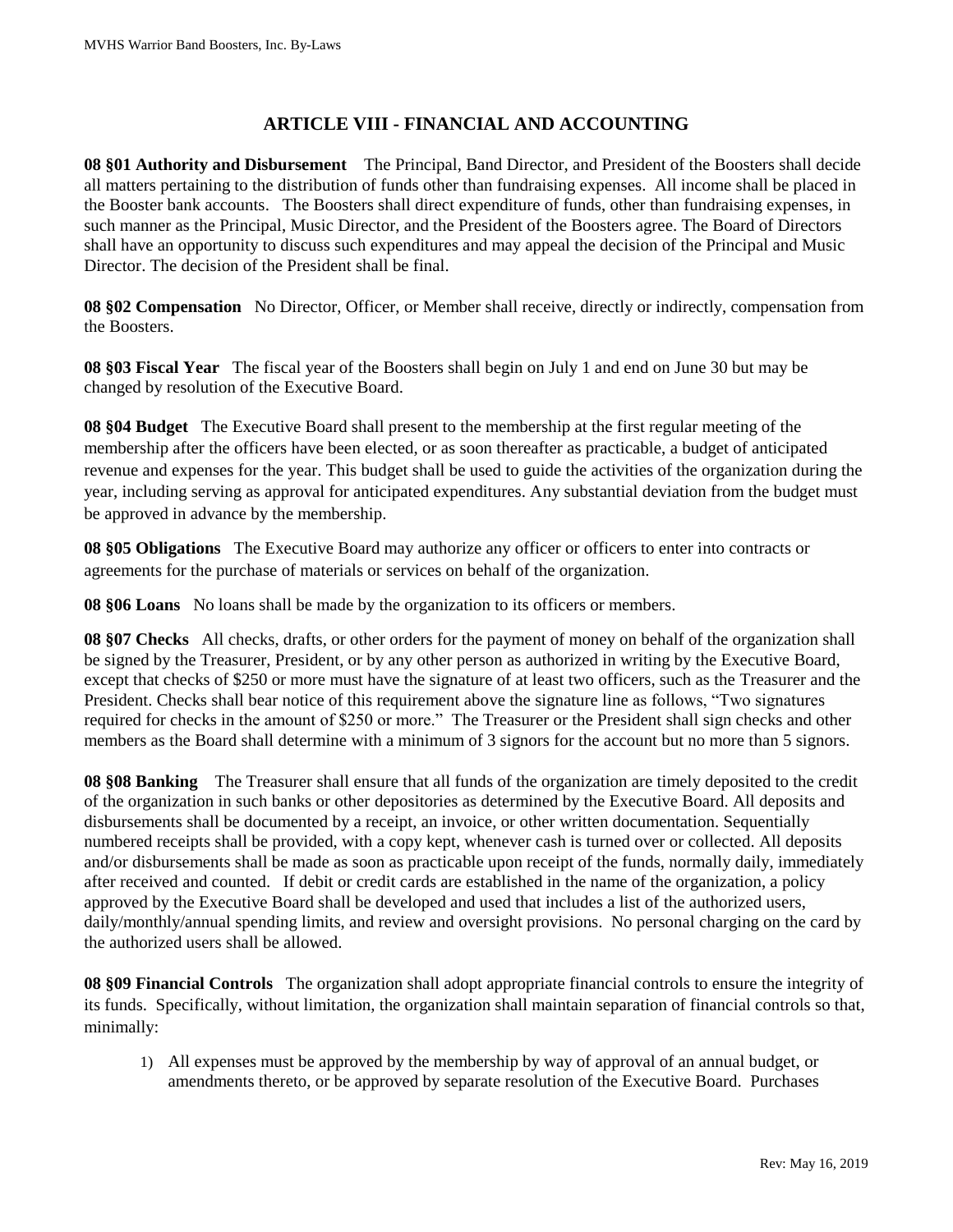## ARTICLE VIII - FINANCIAL AND ACCOUNTING

**08 §01 Authority and Disbursement** The Principal, Band Director, and President of the Boosters shall decide all matters pertaining to the distribution of funds other than fundraising expenses. All income shall be placed in the Booster bank accounts. The Boosters shall direct expenditure of funds, other than fundraising expenses, in such manner as the Principal, Music Director, and the President of the Boosters agree. The Board of Directors shall have an opportunity to discuss such expenditures and may appeal the decision of the Principal and Music Director. The decision of the President shall be final.

**08 §02 Compensation** No Director, Officer, or Member shall receive, directly or indirectly, compensation from the Boosters.

**08 §03 Fiscal Year** The fiscal year of the Boosters shall begin on July 1 and end on June 30 but may be changed by resolution of the Executive Board.

**08 §04 Budget** The Executive Board shall present to the membership at the first regular meeting of the membership after the officers have been elected, or as soon thereafter as practicable, a budget of anticipated revenue and expenses for the year. This budget shall be used to guide the activities of the organization during the year, including serving as approval for anticipated expenditures. Any substantial deviation from the budget must be approved in advance by the membership.

**08 §05 Obligations** The Executive Board may authorize any officer or officers to enter into contracts or agreements for the purchase of materials or services on behalf of the organization.

**08 §06 Loans** No loans shall be made by the organization to its officers or members.

**08 §07 Checks** All checks, drafts, or other orders for the payment of money on behalf of the organization shall be signed by the Treasurer, President, or by any other person as authorized in writing by the Executive Board, except that checks of $250 or more must have the signature of at least two officers, such as the Treasurer and the President. Checks shall bear notice of this requirement above the signature line as follows, "Two signatures required for checks in the amount of $250 or more." The Treasurer or the President shall sign checks and other members as the Board shall determine with a minimum of 3 signors for the account but no more than 5 signors.

**08 §08 Banking** The Treasurer shall ensure that all funds of the organization are timely deposited to the credit of the organization in such banks or other depositories as determined by the Executive Board. All deposits and disbursements shall be documented by a receipt, an invoice, or other written documentation. Sequentially numbered receipts shall be provided, with a copy kept, whenever cash is turned over or collected. All deposits and/or disbursements shall be made as soon as practicable upon receipt of the funds, normally daily, immediately after received and counted. If debit or credit cards are established in the name of the organization, a policy approved by the Executive Board shall be developed and used that includes a list of the authorized users, daily/monthly/annual spending limits, and review and oversight provisions. No personal charging on the card by the authorized users shall be allowed.

**08 §09 Financial Controls** The organization shall adopt appropriate financial controls to ensure the integrity of its funds. Specifically, without limitation, the organization shall maintain separation of financial controls so that, minimally:

1) All expenses must be approved by the membership by way of approval of an annual budget, or amendments thereto, or be approved by separate resolution of the Executive Board. Purchases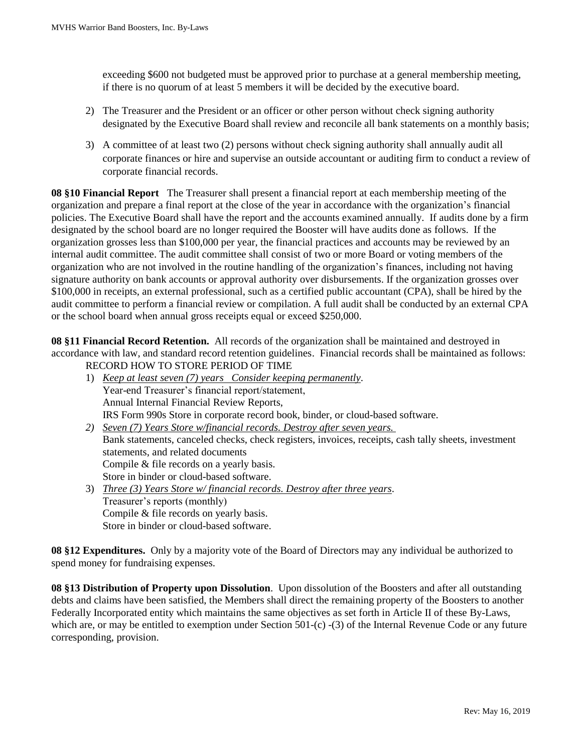exceeding $600 not budgeted must be approved prior to purchase at a general membership meeting, if there is no quorum of at least 5 members it will be decided by the executive board.

2) The Treasurer and the President or an officer or other person without check signing authority designated by the Executive Board shall review and reconcile all bank statements on a monthly basis;

3) A committee of at least two (2) persons without check signing authority shall annually audit all corporate finances or hire and supervise an outside accountant or auditing firm to conduct a review of corporate financial records.

**08 §10 Financial Report** The Treasurer shall present a financial report at each membership meeting of the organization and prepare a final report at the close of the year in accordance with the organization's financial policies. The Executive Board shall have the report and the accounts examined annually. If audits done by a firm designated by the school board are no longer required the Booster will have audits done as follows. If the organization grosses less than $100,000 per year, the financial practices and accounts may be reviewed by an internal audit committee. The audit committee shall consist of two or more Board or voting members of the organization who are not involved in the routine handling of the organization's finances, including not having signature authority on bank accounts or approval authority over disbursements. If the organization grosses over $100,000 in receipts, an external professional, such as a certified public accountant (CPA), shall be hired by the audit committee to perform a financial review or compilation. A full audit shall be conducted by an external CPA or the school board when annual gross receipts equal or exceed $250,000.

**08 §11 Financial Record Retention.** All records of the organization shall be maintained and destroyed in accordance with law, and standard record retention guidelines. Financial records shall be maintained as follows:

RECORD HOW TO STORE PERIOD OF TIME

1) *Keep at least seven (7) years Consider keeping permanently*.
   Year-end Treasurer's financial report/statement,
   Annual Internal Financial Review Reports,
   IRS Form 990s Store in corporate record book, binder, or cloud-based software.
2) *Seven (7) Years Store w/financial records. Destroy after seven years.*
   Bank statements, canceled checks, check registers, invoices, receipts, cash tally sheets, investment statements, and related documents
   Compile & file records on a yearly basis.
   Store in binder or cloud-based software.
3) *Three (3) Years Store w/ financial records. Destroy after three years*.
   Treasurer's reports (monthly)
   Compile & file records on yearly basis.
   Store in binder or cloud-based software.

**08 §12 Expenditures.** Only by a majority vote of the Board of Directors may any individual be authorized to spend money for fundraising expenses.

**08 §13 Distribution of Property upon Dissolution**. Upon dissolution of the Boosters and after all outstanding debts and claims have been satisfied, the Members shall direct the remaining property of the Boosters to another Federally Incorporated entity which maintains the same objectives as set forth in Article II of these By-Laws, which are, or may be entitled to exemption under Section 501-(c) -(3) of the Internal Revenue Code or any future corresponding, provision.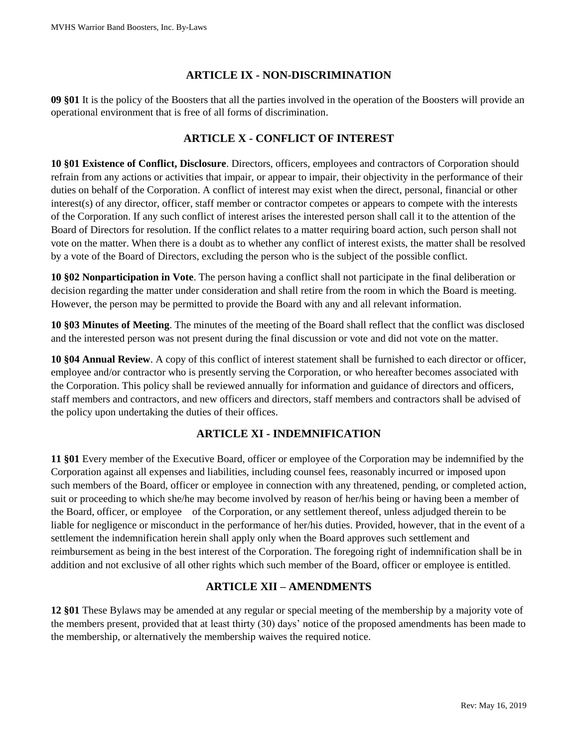## ARTICLE IX - NON-DISCRIMINATION

**09 §01** It is the policy of the Boosters that all the parties involved in the operation of the Boosters will provide an operational environment that is free of all forms of discrimination.

## ARTICLE X - CONFLICT OF INTEREST

**10 §01 Existence of Conflict, Disclosure**. Directors, officers, employees and contractors of Corporation should refrain from any actions or activities that impair, or appear to impair, their objectivity in the performance of their duties on behalf of the Corporation. A conflict of interest may exist when the direct, personal, financial or other interest(s) of any director, officer, staff member or contractor competes or appears to compete with the interests of the Corporation. If any such conflict of interest arises the interested person shall call it to the attention of the Board of Directors for resolution. If the conflict relates to a matter requiring board action, such person shall not vote on the matter. When there is a doubt as to whether any conflict of interest exists, the matter shall be resolved by a vote of the Board of Directors, excluding the person who is the subject of the possible conflict.

**10 §02 Nonparticipation in Vote**. The person having a conflict shall not participate in the final deliberation or decision regarding the matter under consideration and shall retire from the room in which the Board is meeting. However, the person may be permitted to provide the Board with any and all relevant information.

**10 §03 Minutes of Meeting**. The minutes of the meeting of the Board shall reflect that the conflict was disclosed and the interested person was not present during the final discussion or vote and did not vote on the matter.

**10 §04 Annual Review**. A copy of this conflict of interest statement shall be furnished to each director or officer, employee and/or contractor who is presently serving the Corporation, or who hereafter becomes associated with the Corporation. This policy shall be reviewed annually for information and guidance of directors and officers, staff members and contractors, and new officers and directors, staff members and contractors shall be advised of the policy upon undertaking the duties of their offices.

## ARTICLE XI - INDEMNIFICATION

**11 §01** Every member of the Executive Board, officer or employee of the Corporation may be indemnified by the Corporation against all expenses and liabilities, including counsel fees, reasonably incurred or imposed upon such members of the Board, officer or employee in connection with any threatened, pending, or completed action, suit or proceeding to which she/he may become involved by reason of her/his being or having been a member of the Board, officer, or employee of the Corporation, or any settlement thereof, unless adjudged therein to be liable for negligence or misconduct in the performance of her/his duties. Provided, however, that in the event of a settlement the indemnification herein shall apply only when the Board approves such settlement and reimbursement as being in the best interest of the Corporation. The foregoing right of indemnification shall be in addition and not exclusive of all other rights which such member of the Board, officer or employee is entitled.

## ARTICLE XII – AMENDMENTS

**12 §01** These Bylaws may be amended at any regular or special meeting of the membership by a majority vote of the members present, provided that at least thirty (30) days' notice of the proposed amendments has been made to the membership, or alternatively the membership waives the required notice.